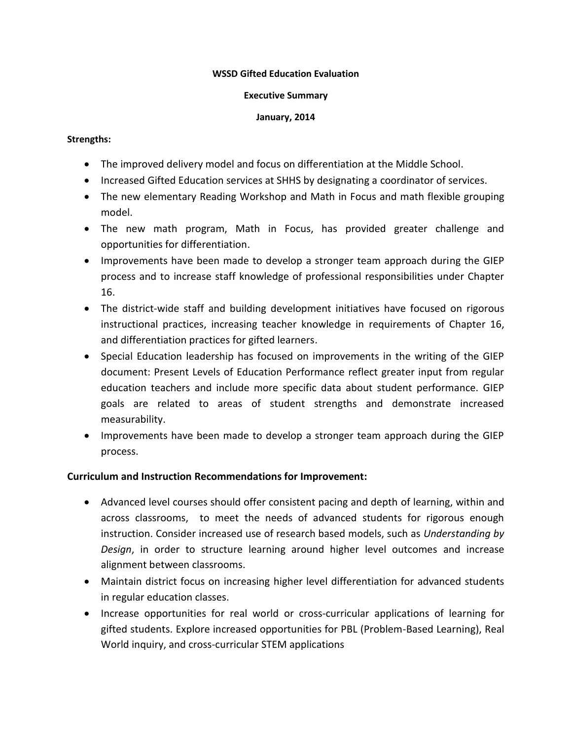**WSSD Gifted Education Evaluation**

**Executive Summary**

**January, 2014**

**Strengths:**

- The improved delivery model and focus on differentiation at the Middle School.
- Increased Gifted Education services at SHHS by designating a coordinator of services.
- The new elementary Reading Workshop and Math in Focus and math flexible grouping model.
- The new math program, Math in Focus, has provided greater challenge and opportunities for differentiation.
- Improvements have been made to develop a stronger team approach during the GIEP process and to increase staff knowledge of professional responsibilities under Chapter 16.
- The district-wide staff and building development initiatives have focused on rigorous instructional practices, increasing teacher knowledge in requirements of Chapter 16, and differentiation practices for gifted learners.
- Special Education leadership has focused on improvements in the writing of the GIEP document: Present Levels of Education Performance reflect greater input from regular education teachers and include more specific data about student performance. GIEP goals are related to areas of student strengths and demonstrate increased measurability.
- Improvements have been made to develop a stronger team approach during the GIEP process.

**Curriculum and Instruction Recommendations for Improvement:**

- Advanced level courses should offer consistent pacing and depth of learning, within and across classrooms, to meet the needs of advanced students for rigorous enough instruction. Consider increased use of research based models, such as *Understanding by Design*, in order to structure learning around higher level outcomes and increase alignment between classrooms.
- Maintain district focus on increasing higher level differentiation for advanced students in regular education classes.
- Increase opportunities for real world or cross-curricular applications of learning for gifted students. Explore increased opportunities for PBL (Problem-Based Learning), Real World inquiry, and cross-curricular STEM applications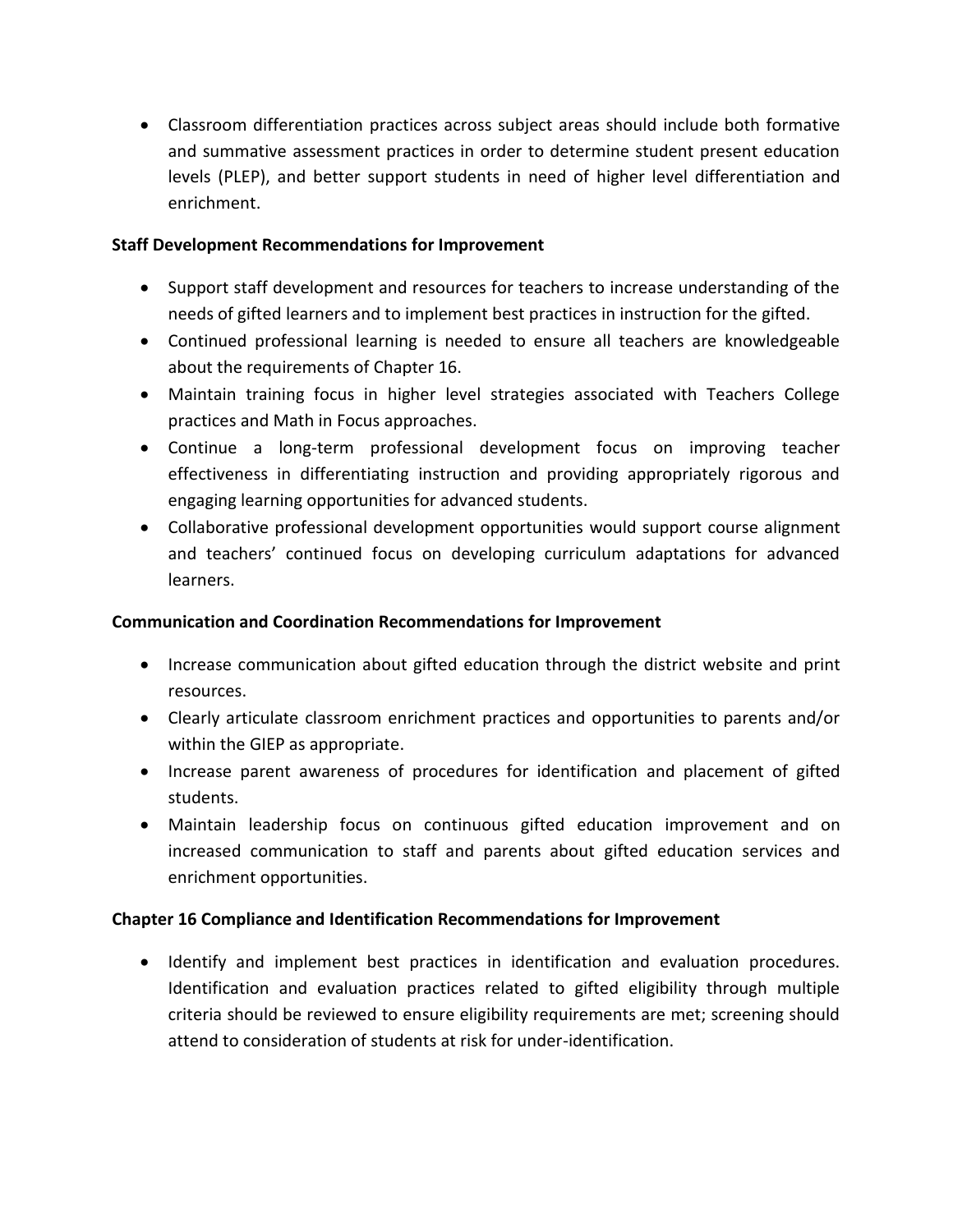- Classroom differentiation practices across subject areas should include both formative and summative assessment practices in order to determine student present education levels (PLEP), and better support students in need of higher level differentiation and enrichment.

**Staff Development Recommendations for Improvement**

- Support staff development and resources for teachers to increase understanding of the needs of gifted learners and to implement best practices in instruction for the gifted.
- Continued professional learning is needed to ensure all teachers are knowledgeable about the requirements of Chapter 16.
- Maintain training focus in higher level strategies associated with Teachers College practices and Math in Focus approaches.
- Continue a long-term professional development focus on improving teacher effectiveness in differentiating instruction and providing appropriately rigorous and engaging learning opportunities for advanced students.
- Collaborative professional development opportunities would support course alignment and teachers' continued focus on developing curriculum adaptations for advanced learners.

**Communication and Coordination Recommendations for Improvement**

- Increase communication about gifted education through the district website and print resources.
- Clearly articulate classroom enrichment practices and opportunities to parents and/or within the GIEP as appropriate.
- Increase parent awareness of procedures for identification and placement of gifted students.
- Maintain leadership focus on continuous gifted education improvement and on increased communication to staff and parents about gifted education services and enrichment opportunities.

**Chapter 16 Compliance and Identification Recommendations for Improvement**

- Identify and implement best practices in identification and evaluation procedures. Identification and evaluation practices related to gifted eligibility through multiple criteria should be reviewed to ensure eligibility requirements are met; screening should attend to consideration of students at risk for under-identification.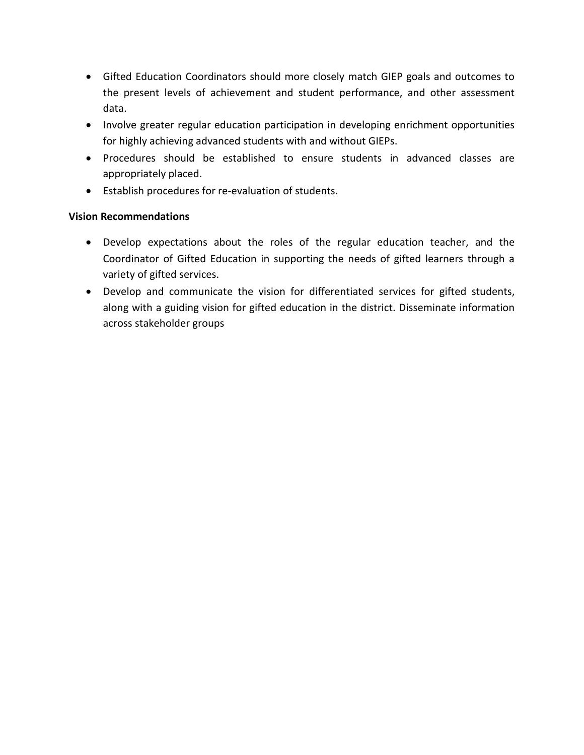- Gifted Education Coordinators should more closely match GIEP goals and outcomes to the present levels of achievement and student performance, and other assessment data.
- Involve greater regular education participation in developing enrichment opportunities for highly achieving advanced students with and without GIEPs.
- Procedures should be established to ensure students in advanced classes are appropriately placed.
- Establish procedures for re-evaluation of students.

**Vision Recommendations**

- Develop expectations about the roles of the regular education teacher, and the Coordinator of Gifted Education in supporting the needs of gifted learners through a variety of gifted services.
- Develop and communicate the vision for differentiated services for gifted students, along with a guiding vision for gifted education in the district. Disseminate information across stakeholder groups